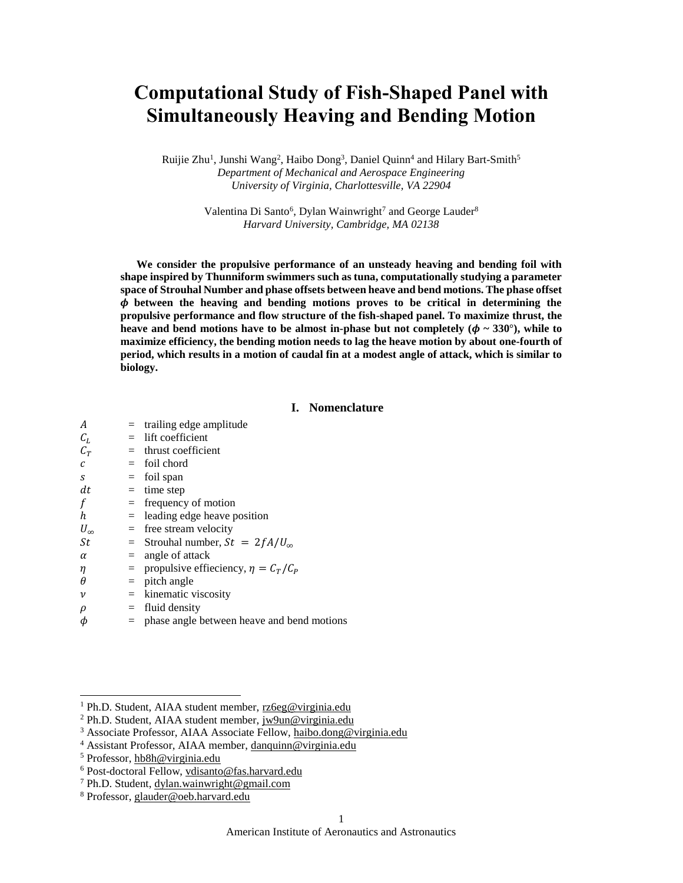# Computational Study of Fish-Shaped Panel with Simultaneously Heaving and Bending Motion

Ruijie Zhu[1], Junshi Wang[2], Haibo Dong[3], Daniel Quinn[4] and Hilary Bart-Smith[5]
*Department of Mechanical and Aerospace Engineering*
*University of Virginia, Charlottesville, VA 22904*

Valentina Di Santo[6], Dylan Wainwright[7] and George Lauder[8]
*Harvard University, Cambridge, MA 02138*

**We consider the propulsive performance of an unsteady heaving and bending foil with shape inspired by Thunniform swimmers such as tuna, computationally studying a parameter space of Strouhal Number and phase offsets between heave and bend motions. The phase offset $\phi$ between the heaving and bending motions proves to be critical in determining the propulsive performance and flow structure of the fish-shaped panel. To maximize thrust, the heave and bend motions have to be almost in-phase but not completely ($\phi$ ~ 330°), while to maximize efficiency, the bending motion needs to lag the heave motion by about one-fourth of period, which results in a motion of caudal fin at a modest angle of attack, which is similar to biology.**

## I. Nomenclature

| | | |
|---|---|---|
| $A$ | = | trailing edge amplitude |
| $C_L$ | = | lift coefficient |
| $C_T$ | = | thrust coefficient |
| $c$ | = | foil chord |
| $s$ | = | foil span |
| $dt$ | = | time step |
| $f$ | = | frequency of motion |
| $h$ | = | leading edge heave position |
| $U_\infty$ | = | free stream velocity |
| $St$ | = | Strouhal number, $St = 2fA/U_\infty$ |
| $\alpha$ | = | angle of attack |
| $\eta$ | = | propulsive effieciency, $\eta = C_T/C_P$ |
| $\theta$ | = | pitch angle |
| $\nu$ | = | kinematic viscosity |
| $\rho$ | = | fluid density |
| $\phi$ | = | phase angle between heave and bend motions |

---

[1] Ph.D. Student, AIAA student member, rz6eg@virginia.edu
[2] Ph.D. Student, AIAA student member, jw9un@virginia.edu
[3] Associate Professor, AIAA Associate Fellow, haibo.dong@virginia.edu
[4] Assistant Professor, AIAA member, danquinn@virginia.edu
[5] Professor, hb8h@virginia.edu
[6] Post-doctoral Fellow, vdisanto@fas.harvard.edu
[7] Ph.D. Student, dylan.wainwright@gmail.com
[8] Professor, glauder@oeb.harvard.edu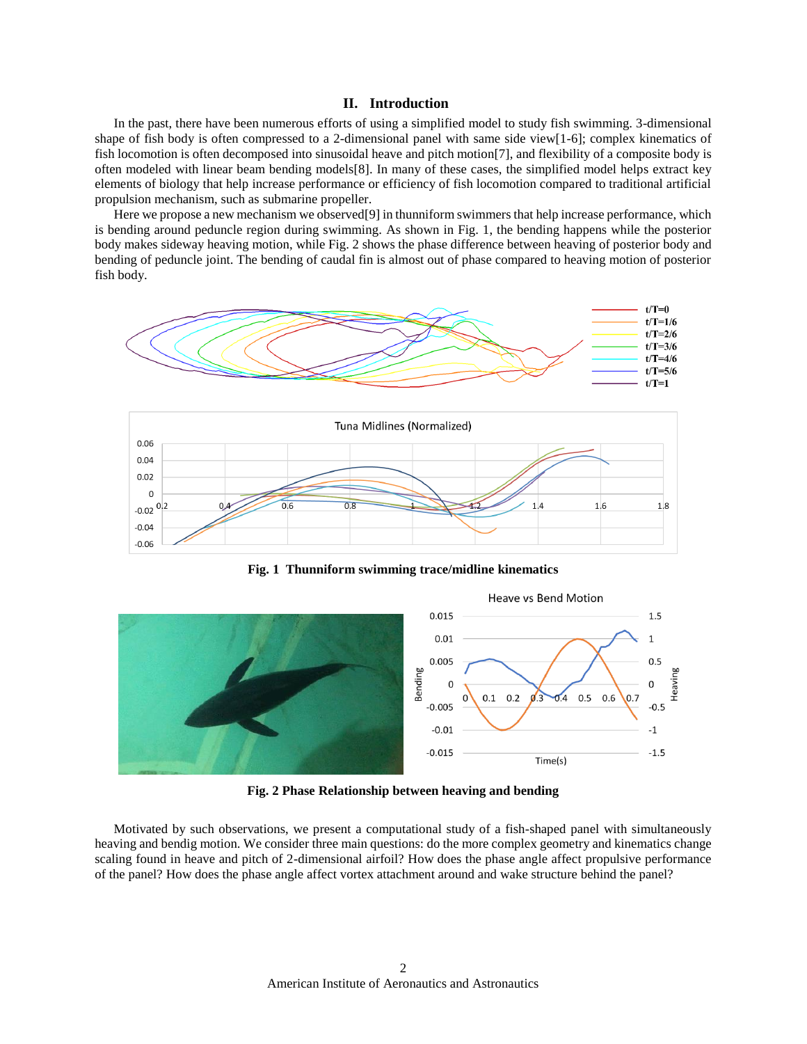## II. Introduction

In the past, there have been numerous efforts of using a simplified model to study fish swimming. 3-dimensional shape of fish body is often compressed to a 2-dimensional panel with same side view[1-6]; complex kinematics of fish locomotion is often decomposed into sinusoidal heave and pitch motion[7], and flexibility of a composite body is often modeled with linear beam bending models[8]. In many of these cases, the simplified model helps extract key elements of biology that help increase performance or efficiency of fish locomotion compared to traditional artificial propulsion mechanism, such as submarine propeller.

Here we propose a new mechanism we observed[9] in thunniform swimmers that help increase performance, which is bending around peduncle region during swimming. As shown in Fig. 1, the bending happens while the posterior body makes sideway heaving motion, while Fig. 2 shows the phase difference between heaving of posterior body and bending of peduncle joint. The bending of caudal fin is almost out of phase compared to heaving motion of posterior fish body.

**Fig. 1 Thunniform swimming trace/midline kinematics**

**Fig. 2 Phase Relationship between heaving and bending**

Motivated by such observations, we present a computational study of a fish-shaped panel with simultaneously heaving and bendig motion. We consider three main questions: do the more complex geometry and kinematics change scaling found in heave and pitch of 2-dimensional airfoil? How does the phase angle affect propulsive performance of the panel? How does the phase angle affect vortex attachment around and wake structure behind the panel?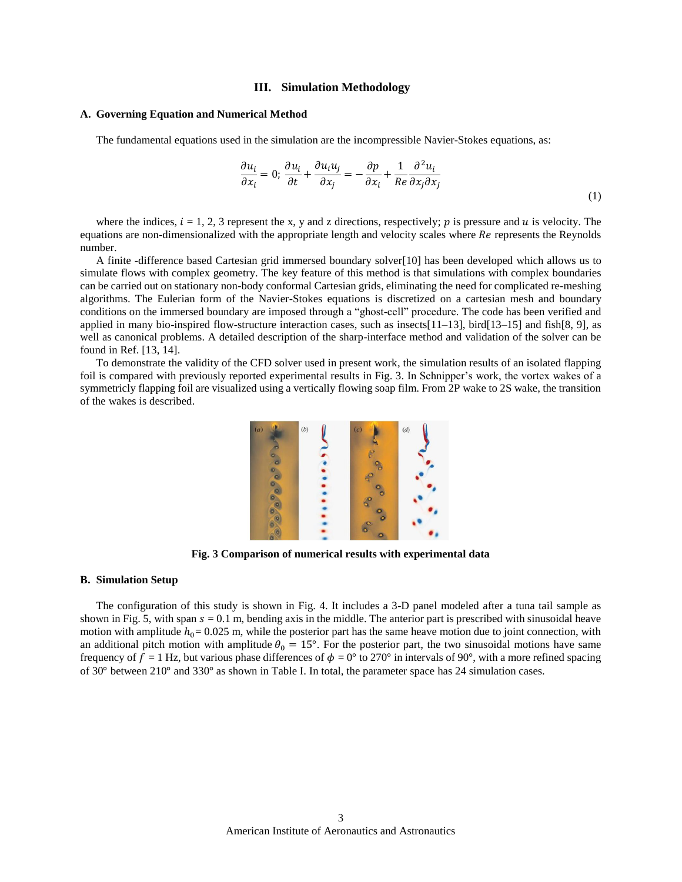## III. Simulation Methodology

### A. Governing Equation and Numerical Method

The fundamental equations used in the simulation are the incompressible Navier-Stokes equations, as:

$$\frac{\partial u_i}{\partial x_i} = 0;\ \frac{\partial u_i}{\partial t} + \frac{\partial u_i u_j}{\partial x_j} = -\frac{\partial p}{\partial x_i} + \frac{1}{Re}\frac{\partial^2 u_i}{\partial x_j \partial x_j} \tag{1}$$

where the indices, $i$ = 1, 2, 3 represent the x, y and z directions, respectively; $p$ is pressure and $u$ is velocity. The equations are non-dimensionalized with the appropriate length and velocity scales where $Re$ represents the Reynolds number.

A finite -difference based Cartesian grid immersed boundary solver[10] has been developed which allows us to simulate flows with complex geometry. The key feature of this method is that simulations with complex boundaries can be carried out on stationary non-body conformal Cartesian grids, eliminating the need for complicated re-meshing algorithms. The Eulerian form of the Navier-Stokes equations is discretized on a cartesian mesh and boundary conditions on the immersed boundary are imposed through a "ghost-cell" procedure. The code has been verified and applied in many bio-inspired flow-structure interaction cases, such as insects[11–13], bird[13–15] and fish[8, 9], as well as canonical problems. A detailed description of the sharp-interface method and validation of the solver can be found in Ref. [13, 14].

To demonstrate the validity of the CFD solver used in present work, the simulation results of an isolated flapping foil is compared with previously reported experimental results in Fig. 3. In Schnipper's work, the vortex wakes of a symmetricly flapping foil are visualized using a vertically flowing soap film. From 2P wake to 2S wake, the transition of the wakes is described.

**Fig. 3 Comparison of numerical results with experimental data**

### B. Simulation Setup

The configuration of this study is shown in Fig. 4. It includes a 3-D panel modeled after a tuna tail sample as shown in Fig. 5, with span $s$ = 0.1 m, bending axis in the middle. The anterior part is prescribed with sinusoidal heave motion with amplitude $h_0$ = 0.025 m, while the posterior part has the same heave motion due to joint connection, with an additional pitch motion with amplitude $\theta_0 = 15°$. For the posterior part, the two sinusoidal motions have same frequency of $f$ = 1 Hz, but various phase differences of $\phi$ = 0° to 270° in intervals of 90°, with a more refined spacing of 30° between 210° and 330° as shown in Table I. In total, the parameter space has 24 simulation cases.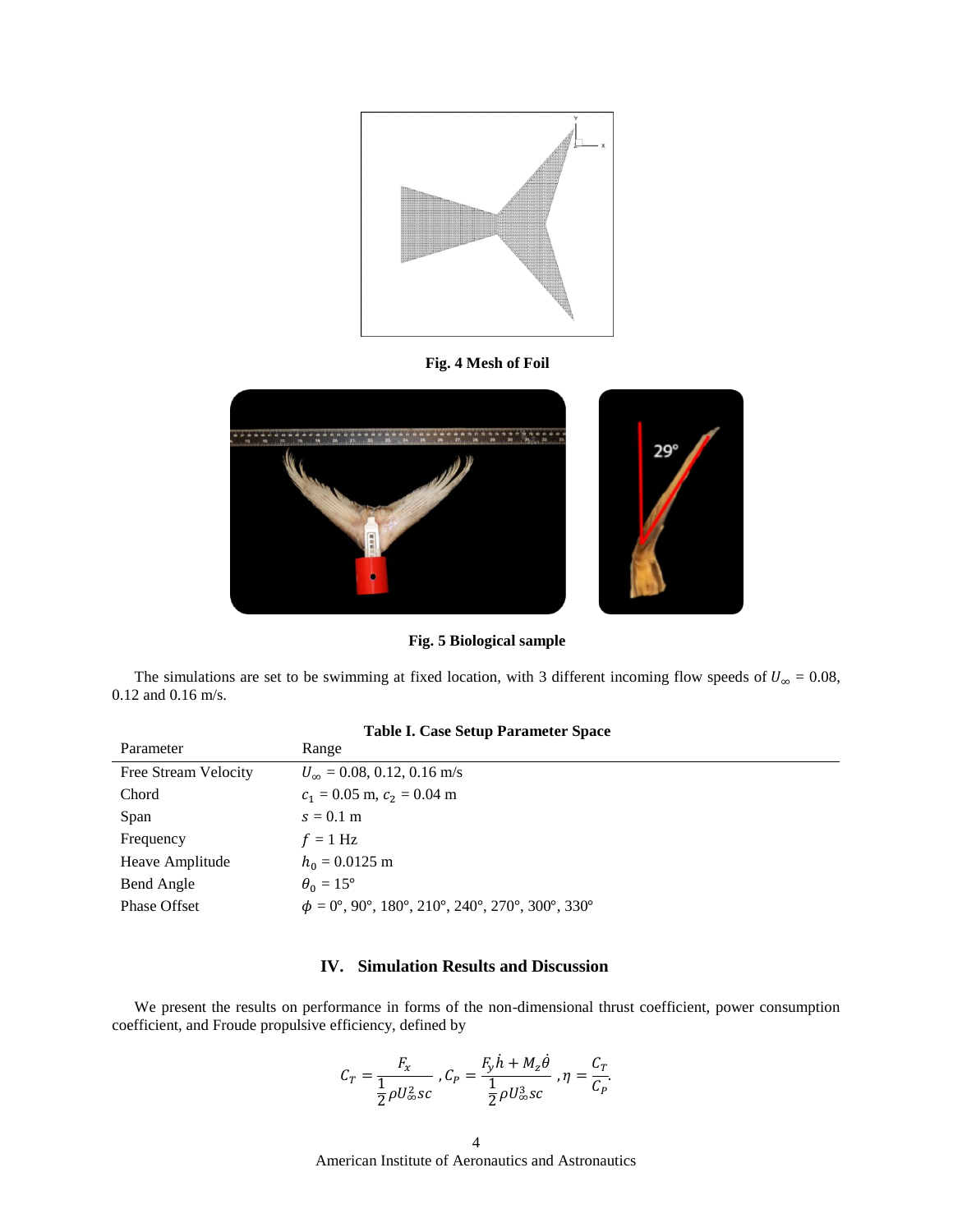**Fig. 4 Mesh of Foil**

**Fig. 5 Biological sample**

The simulations are set to be swimming at fixed location, with 3 different incoming flow speeds of $U_\infty$ = 0.08, 0.12 and 0.16 m/s.

**Table I. Case Setup Parameter Space**

| Parameter | Range |
|---|---|
| Free Stream Velocity | $U_\infty$ = 0.08, 0.12, 0.16 m/s |
| Chord | $c_1$ = 0.05 m, $c_2$ = 0.04 m |
| Span | $s$ = 0.1 m |
| Frequency | $f$ = 1 Hz |
| Heave Amplitude | $h_0$ = 0.0125 m |
| Bend Angle | $\theta_0$ = 15° |
| Phase Offset | $\phi$ = 0°, 90°, 180°, 210°, 240°, 270°, 300°, 330° |

## IV. Simulation Results and Discussion

We present the results on performance in forms of the non-dimensional thrust coefficient, power consumption coefficient, and Froude propulsive efficiency, defined by

$$C_T = \frac{F_x}{\frac{1}{2}\rho U_\infty^2 sc}, C_P = \frac{F_y \dot{h} + M_z \dot{\theta}}{\frac{1}{2}\rho U_\infty^3 sc}, \eta = \frac{C_T}{C_P}.$$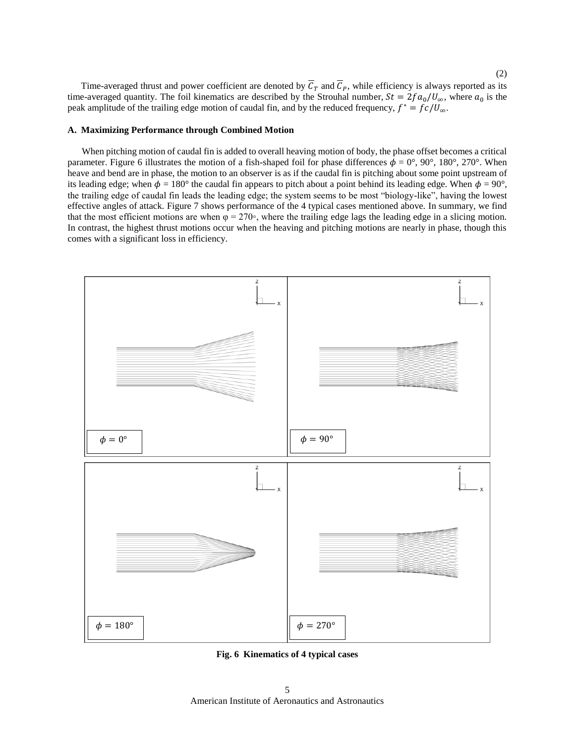(2)

Time-averaged thrust and power coefficient are denoted by $\overline{C}_T$ and $\overline{C}_P$, while efficiency is always reported as its time-averaged quantity. The foil kinematics are described by the Strouhal number, $St = 2fa_0/U_\infty$, where $a_0$ is the peak amplitude of the trailing edge motion of caudal fin, and by the reduced frequency, $f^* = fc/U_\infty$.

### A. Maximizing Performance through Combined Motion

When pitching motion of caudal fin is added to overall heaving motion of body, the phase offset becomes a critical parameter. Figure 6 illustrates the motion of a fish-shaped foil for phase differences $\phi$ = 0°, 90°, 180°, 270°. When heave and bend are in phase, the motion to an observer is as if the caudal fin is pitching about some point upstream of its leading edge; when $\phi$ = 180° the caudal fin appears to pitch about a point behind its leading edge. When $\phi$ = 90°, the trailing edge of caudal fin leads the leading edge; the system seems to be most "biology-like", having the lowest effective angles of attack. Figure 7 shows performance of the 4 typical cases mentioned above. In summary, we find that the most efficient motions are when φ = 270◦, where the trailing edge lags the leading edge in a slicing motion. In contrast, the highest thrust motions occur when the heaving and pitching motions are nearly in phase, though this comes with a significant loss in efficiency.

$\phi = 0°$ $\phi = 90°$ $\phi = 180°$ $\phi = 270°$

**Fig. 6 Kinematics of 4 typical cases**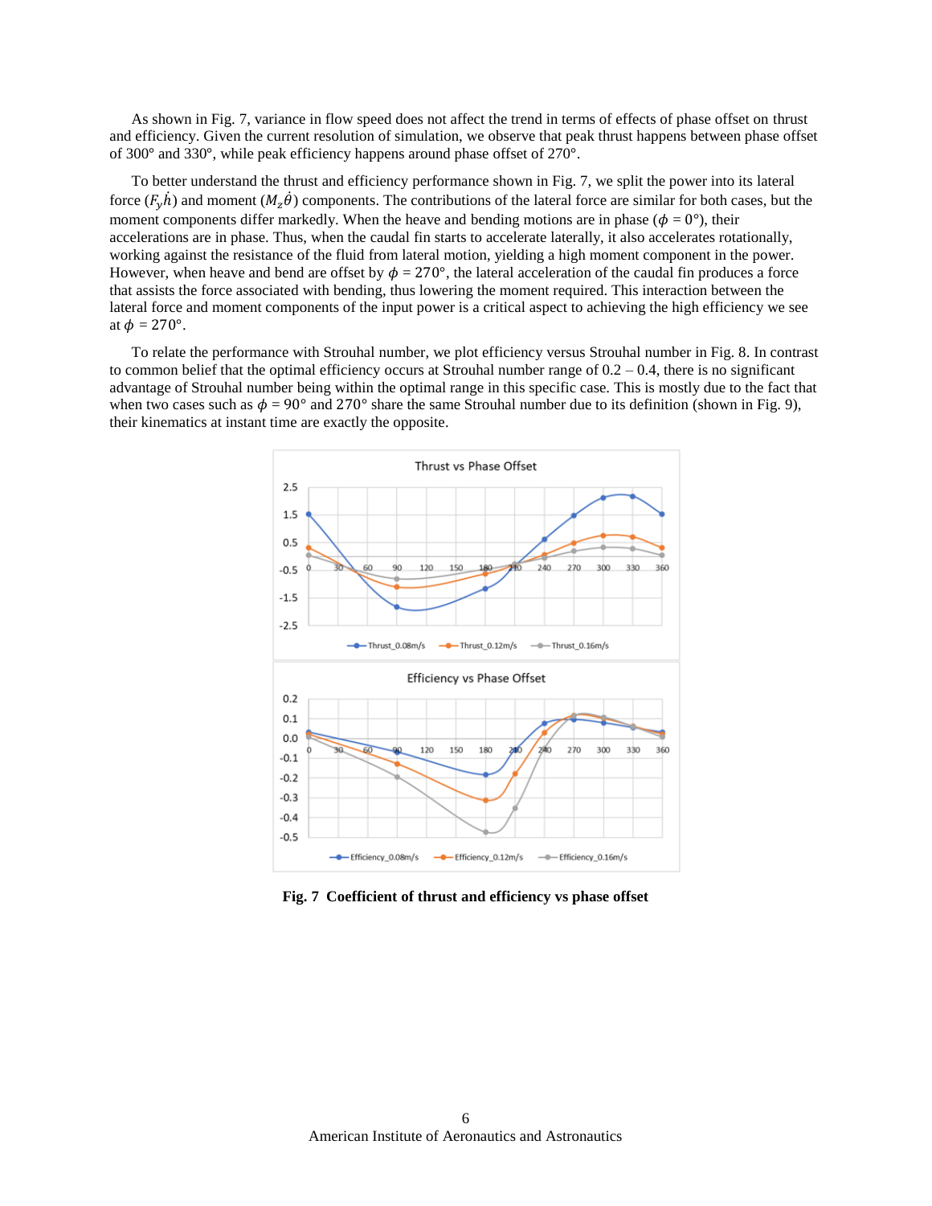As shown in Fig. 7, variance in flow speed does not affect the trend in terms of effects of phase offset on thrust and efficiency. Given the current resolution of simulation, we observe that peak thrust happens between phase offset of 300° and 330°, while peak efficiency happens around phase offset of 270°.

To better understand the thrust and efficiency performance shown in Fig. 7, we split the power into its lateral force ($F_y\dot{h}$) and moment ($M_z\dot{\theta}$) components. The contributions of the lateral force are similar for both cases, but the moment components differ markedly. When the heave and bending motions are in phase ($\phi$ = 0°), their accelerations are in phase. Thus, when the caudal fin starts to accelerate laterally, it also accelerates rotationally, working against the resistance of the fluid from lateral motion, yielding a high moment component in the power. However, when heave and bend are offset by $\phi$ = 270°, the lateral acceleration of the caudal fin produces a force that assists the force associated with bending, thus lowering the moment required. This interaction between the lateral force and moment components of the input power is a critical aspect to achieving the high efficiency we see at $\phi$ = 270°.

To relate the performance with Strouhal number, we plot efficiency versus Strouhal number in Fig. 8. In contrast to common belief that the optimal efficiency occurs at Strouhal number range of 0.2 – 0.4, there is no significant advantage of Strouhal number being within the optimal range in this specific case. This is mostly due to the fact that when two cases such as $\phi$ = 90° and 270° share the same Strouhal number due to its definition (shown in Fig. 9), their kinematics at instant time are exactly the opposite.

**Fig. 7 Coefficient of thrust and efficiency vs phase offset**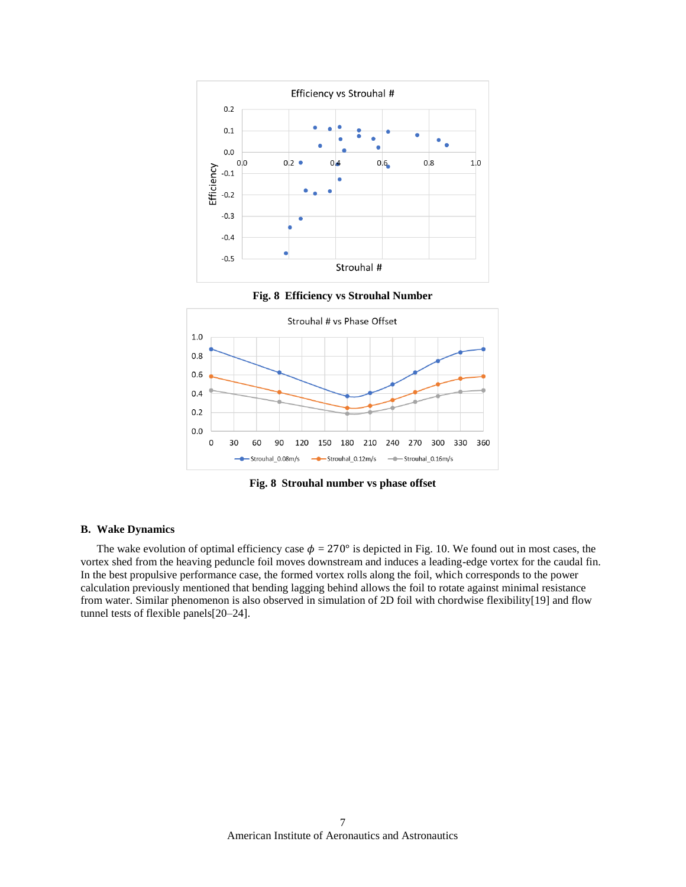Fig. 8 **Efficiency vs Strouhal Number**

Fig. 8 **Strouhal number vs phase offset**

### B. Wake Dynamics

The wake evolution of optimal efficiency case $\phi = 270°$ is depicted in Fig. 10. We found out in most cases, the vortex shed from the heaving peduncle foil moves downstream and induces a leading-edge vortex for the caudal fin. In the best propulsive performance case, the formed vortex rolls along the foil, which corresponds to the power calculation previously mentioned that bending lagging behind allows the foil to rotate against minimal resistance from water. Similar phenomenon is also observed in simulation of 2D foil with chordwise flexibility[19] and flow tunnel tests of flexible panels[20–24].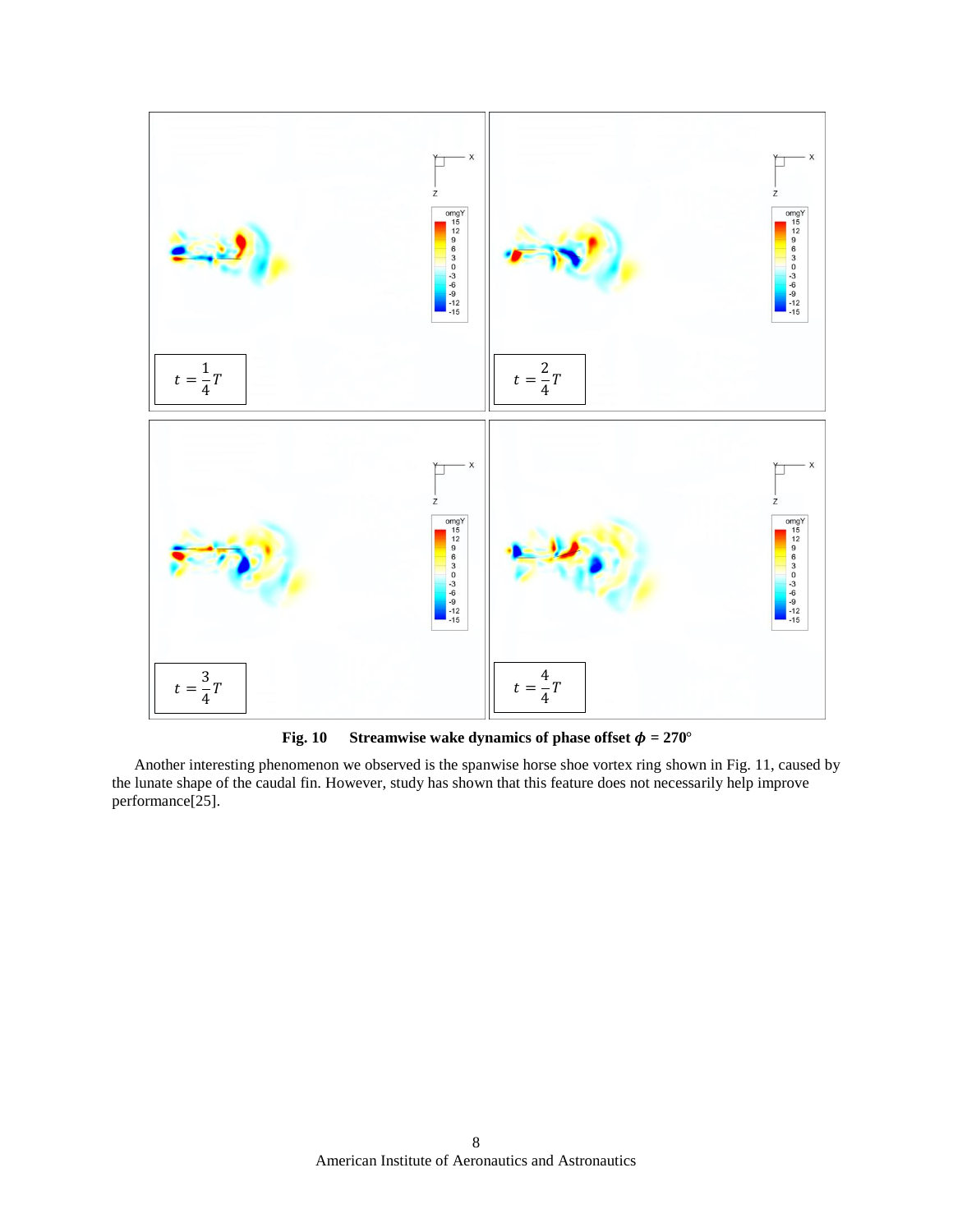**Fig. 10 Streamwise wake dynamics of phase offset $\phi$ = 270°**

Another interesting phenomenon we observed is the spanwise horse shoe vortex ring shown in Fig. 11, caused by the lunate shape of the caudal fin. However, study has shown that this feature does not necessarily help improve performance[25].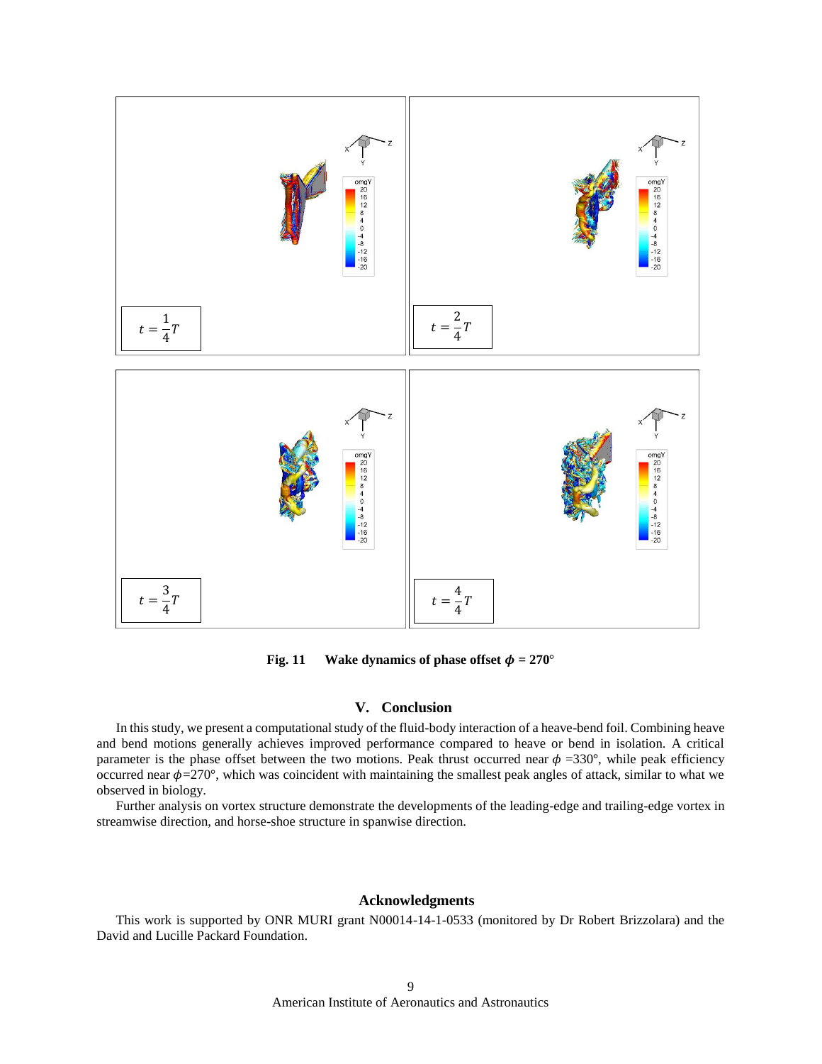**Fig. 11 Wake dynamics of phase offset $\phi$ = 270°**

## V. Conclusion

In this study, we present a computational study of the fluid-body interaction of a heave-bend foil. Combining heave and bend motions generally achieves improved performance compared to heave or bend in isolation. A critical parameter is the phase offset between the two motions. Peak thrust occurred near $\phi$ =330°, while peak efficiency occurred near $\phi$=270°, which was coincident with maintaining the smallest peak angles of attack, similar to what we observed in biology.

Further analysis on vortex structure demonstrate the developments of the leading-edge and trailing-edge vortex in streamwise direction, and horse-shoe structure in spanwise direction.

## Acknowledgments

This work is supported by ONR MURI grant N00014-14-1-0533 (monitored by Dr Robert Brizzolara) and the David and Lucille Packard Foundation.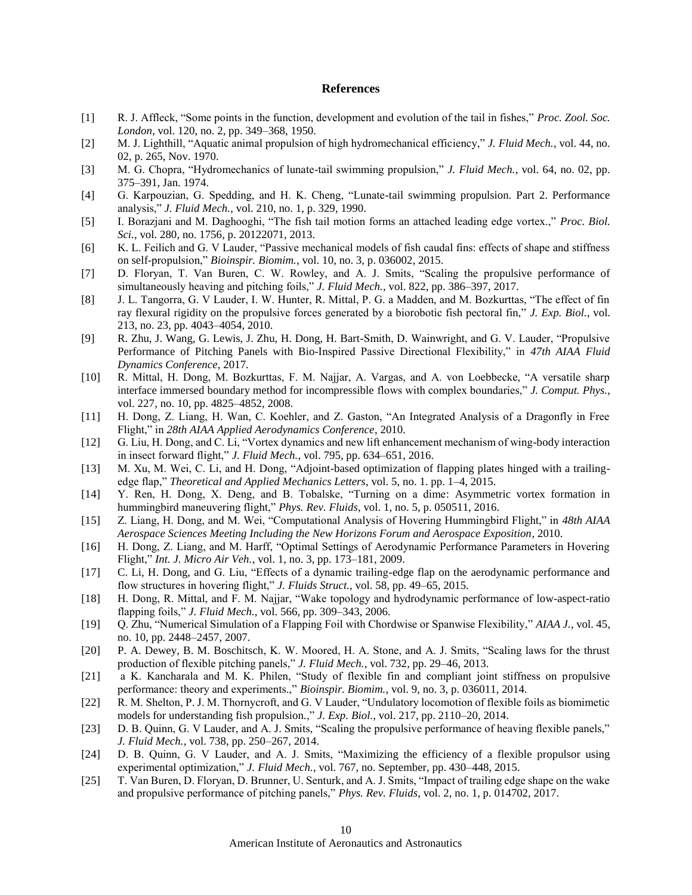## References

[1] R. J. Affleck, "Some points in the function, development and evolution of the tail in fishes," *Proc. Zool. Soc. London*, vol. 120, no. 2, pp. 349–368, 1950.

[2] M. J. Lighthill, "Aquatic animal propulsion of high hydromechanical efficiency," *J. Fluid Mech.*, vol. 44, no. 02, p. 265, Nov. 1970.

[3] M. G. Chopra, "Hydromechanics of lunate-tail swimming propulsion," *J. Fluid Mech.*, vol. 64, no. 02, pp. 375–391, Jan. 1974.

[4] G. Karpouzian, G. Spedding, and H. K. Cheng, "Lunate-tail swimming propulsion. Part 2. Performance analysis," *J. Fluid Mech.*, vol. 210, no. 1, p. 329, 1990.

[5] I. Borazjani and M. Daghooghi, "The fish tail motion forms an attached leading edge vortex.," *Proc. Biol. Sci.*, vol. 280, no. 1756, p. 20122071, 2013.

[6] K. L. Feilich and G. V Lauder, "Passive mechanical models of fish caudal fins: effects of shape and stiffness on self-propulsion," *Bioinspir. Biomim.*, vol. 10, no. 3, p. 036002, 2015.

[7] D. Floryan, T. Van Buren, C. W. Rowley, and A. J. Smits, "Scaling the propulsive performance of simultaneously heaving and pitching foils," *J. Fluid Mech.*, vol. 822, pp. 386–397, 2017.

[8] J. L. Tangorra, G. V Lauder, I. W. Hunter, R. Mittal, P. G. a Madden, and M. Bozkurttas, "The effect of fin ray flexural rigidity on the propulsive forces generated by a biorobotic fish pectoral fin," *J. Exp. Biol.*, vol. 213, no. 23, pp. 4043–4054, 2010.

[9] R. Zhu, J. Wang, G. Lewis, J. Zhu, H. Dong, H. Bart-Smith, D. Wainwright, and G. V. Lauder, "Propulsive Performance of Pitching Panels with Bio-Inspired Passive Directional Flexibility," in *47th AIAA Fluid Dynamics Conference*, 2017.

[10] R. Mittal, H. Dong, M. Bozkurttas, F. M. Najjar, A. Vargas, and A. von Loebbecke, "A versatile sharp interface immersed boundary method for incompressible flows with complex boundaries," *J. Comput. Phys.*, vol. 227, no. 10, pp. 4825–4852, 2008.

[11] H. Dong, Z. Liang, H. Wan, C. Koehler, and Z. Gaston, "An Integrated Analysis of a Dragonfly in Free Flight," in *28th AIAA Applied Aerodynamics Conference*, 2010.

[12] G. Liu, H. Dong, and C. Li, "Vortex dynamics and new lift enhancement mechanism of wing-body interaction in insect forward flight," *J. Fluid Mech.*, vol. 795, pp. 634–651, 2016.

[13] M. Xu, M. Wei, C. Li, and H. Dong, "Adjoint-based optimization of flapping plates hinged with a trailing-edge flap," *Theoretical and Applied Mechanics Letters*, vol. 5, no. 1. pp. 1–4, 2015.

[14] Y. Ren, H. Dong, X. Deng, and B. Tobalske, "Turning on a dime: Asymmetric vortex formation in hummingbird maneuvering flight," *Phys. Rev. Fluids*, vol. 1, no. 5, p. 050511, 2016.

[15] Z. Liang, H. Dong, and M. Wei, "Computational Analysis of Hovering Hummingbird Flight," in *48th AIAA Aerospace Sciences Meeting Including the New Horizons Forum and Aerospace Exposition*, 2010.

[16] H. Dong, Z. Liang, and M. Harff, "Optimal Settings of Aerodynamic Performance Parameters in Hovering Flight," *Int. J. Micro Air Veh.*, vol. 1, no. 3, pp. 173–181, 2009.

[17] C. Li, H. Dong, and G. Liu, "Effects of a dynamic trailing-edge flap on the aerodynamic performance and flow structures in hovering flight," *J. Fluids Struct.*, vol. 58, pp. 49–65, 2015.

[18] H. Dong, R. Mittal, and F. M. Najjar, "Wake topology and hydrodynamic performance of low-aspect-ratio flapping foils," *J. Fluid Mech.*, vol. 566, pp. 309–343, 2006.

[19] Q. Zhu, "Numerical Simulation of a Flapping Foil with Chordwise or Spanwise Flexibility," *AIAA J.*, vol. 45, no. 10, pp. 2448–2457, 2007.

[20] P. A. Dewey, B. M. Boschitsch, K. W. Moored, H. A. Stone, and A. J. Smits, "Scaling laws for the thrust production of flexible pitching panels," *J. Fluid Mech.*, vol. 732, pp. 29–46, 2013.

[21] a K. Kancharala and M. K. Philen, "Study of flexible fin and compliant joint stiffness on propulsive performance: theory and experiments.," *Bioinspir. Biomim.*, vol. 9, no. 3, p. 036011, 2014.

[22] R. M. Shelton, P. J. M. Thornycroft, and G. V Lauder, "Undulatory locomotion of flexible foils as biomimetic models for understanding fish propulsion.," *J. Exp. Biol.*, vol. 217, pp. 2110–20, 2014.

[23] D. B. Quinn, G. V Lauder, and A. J. Smits, "Scaling the propulsive performance of heaving flexible panels," *J. Fluid Mech.*, vol. 738, pp. 250–267, 2014.

[24] D. B. Quinn, G. V Lauder, and A. J. Smits, "Maximizing the efficiency of a flexible propulsor using experimental optimization," *J. Fluid Mech.*, vol. 767, no. September, pp. 430–448, 2015.

[25] T. Van Buren, D. Floryan, D. Brunner, U. Senturk, and A. J. Smits, "Impact of trailing edge shape on the wake and propulsive performance of pitching panels," *Phys. Rev. Fluids*, vol. 2, no. 1, p. 014702, 2017.